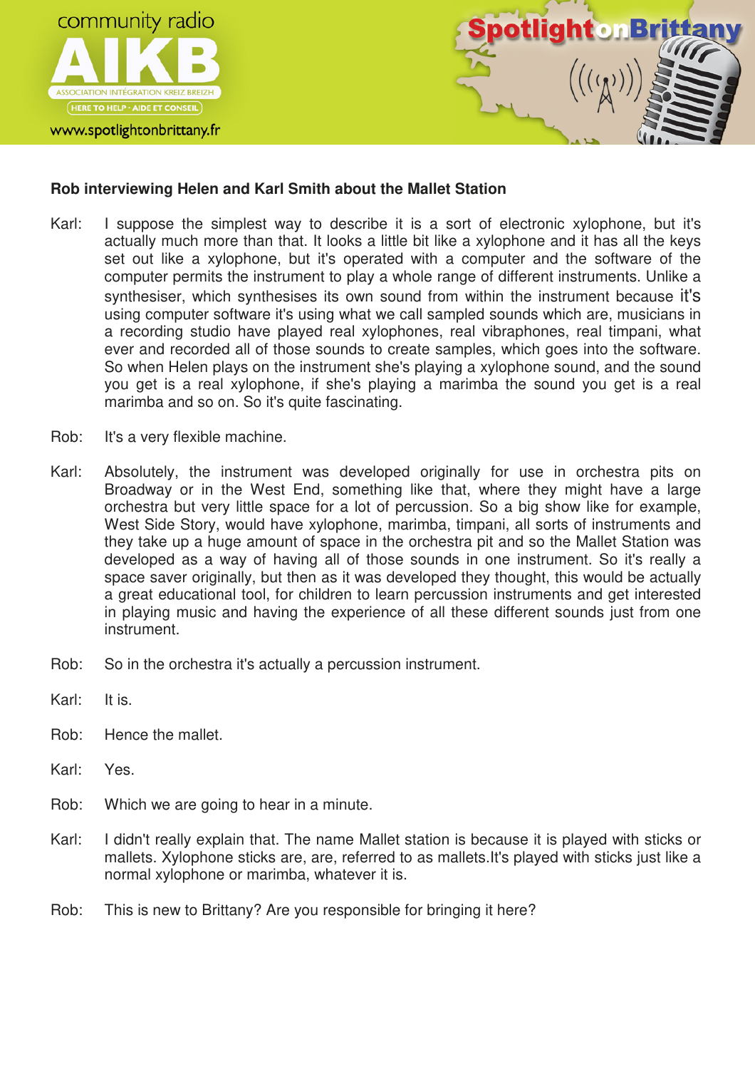**Rob interviewing Helen and Karl Smith about the Mallet Station**

Karl: I suppose the simplest way to describe it is a sort of electronic xylophone, but it's actually much more than that. It looks a little bit like a xylophone and it has all the keys set out like a xylophone, but it's operated with a computer and the software of the computer permits the instrument to play a whole range of different instruments. Unlike a synthesiser, which synthesises its own sound from within the instrument because it's using computer software it's using what we call sampled sounds which are, musicians in a recording studio have played real xylophones, real vibraphones, real timpani, what ever and recorded all of those sounds to create samples, which goes into the software. So when Helen plays on the instrument she's playing a xylophone sound, and the sound you get is a real xylophone, if she's playing a marimba the sound you get is a real marimba and so on. So it's quite fascinating.

Rob: It's a very flexible machine.

Karl: Absolutely, the instrument was developed originally for use in orchestra pits on Broadway or in the West End, something like that, where they might have a large orchestra but very little space for a lot of percussion. So a big show like for example, West Side Story, would have xylophone, marimba, timpani, all sorts of instruments and they take up a huge amount of space in the orchestra pit and so the Mallet Station was developed as a way of having all of those sounds in one instrument. So it's really a space saver originally, but then as it was developed they thought, this would be actually a great educational tool, for children to learn percussion instruments and get interested in playing music and having the experience of all these different sounds just from one instrument.

Rob: So in the orchestra it's actually a percussion instrument.

Karl: It is.

Rob: Hence the mallet.

Karl: Yes.

Rob: Which we are going to hear in a minute.

Karl: I didn't really explain that. The name Mallet station is because it is played with sticks or mallets. Xylophone sticks are, are, referred to as mallets.It's played with sticks just like a normal xylophone or marimba, whatever it is.

Rob: This is new to Brittany? Are you responsible for bringing it here?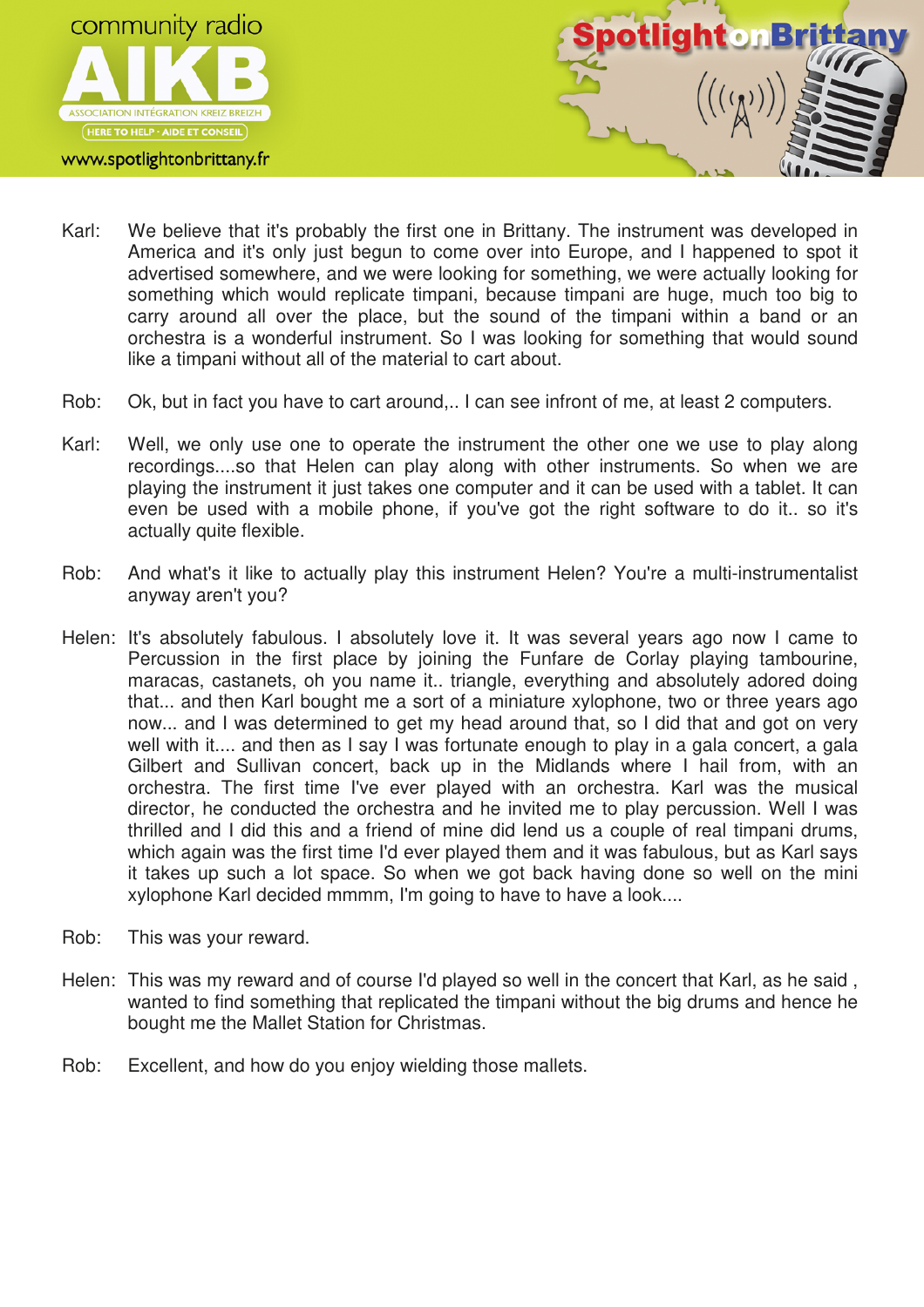Karl: We believe that it's probably the first one in Brittany. The instrument was developed in America and it's only just begun to come over into Europe, and I happened to spot it advertised somewhere, and we were looking for something, we were actually looking for something which would replicate timpani, because timpani are huge, much too big to carry around all over the place, but the sound of the timpani within a band or an orchestra is a wonderful instrument. So I was looking for something that would sound like a timpani without all of the material to cart about.

Rob: Ok, but in fact you have to cart around,.. I can see infront of me, at least 2 computers.

Karl: Well, we only use one to operate the instrument the other one we use to play along recordings....so that Helen can play along with other instruments. So when we are playing the instrument it just takes one computer and it can be used with a tablet. It can even be used with a mobile phone, if you've got the right software to do it.. so it's actually quite flexible.

Rob: And what's it like to actually play this instrument Helen? You're a multi-instrumentalist anyway aren't you?

Helen: It's absolutely fabulous. I absolutely love it. It was several years ago now I came to Percussion in the first place by joining the Funfare de Corlay playing tambourine, maracas, castanets, oh you name it.. triangle, everything and absolutely adored doing that... and then Karl bought me a sort of a miniature xylophone, two or three years ago now... and I was determined to get my head around that, so I did that and got on very well with it.... and then as I say I was fortunate enough to play in a gala concert, a gala Gilbert and Sullivan concert, back up in the Midlands where I hail from, with an orchestra. The first time I've ever played with an orchestra. Karl was the musical director, he conducted the orchestra and he invited me to play percussion. Well I was thrilled and I did this and a friend of mine did lend us a couple of real timpani drums, which again was the first time I'd ever played them and it was fabulous, but as Karl says it takes up such a lot space. So when we got back having done so well on the mini xylophone Karl decided mmmm, I'm going to have to have a look....

Rob: This was your reward.

Helen: This was my reward and of course I'd played so well in the concert that Karl, as he said , wanted to find something that replicated the timpani without the big drums and hence he bought me the Mallet Station for Christmas.

Rob: Excellent, and how do you enjoy wielding those mallets.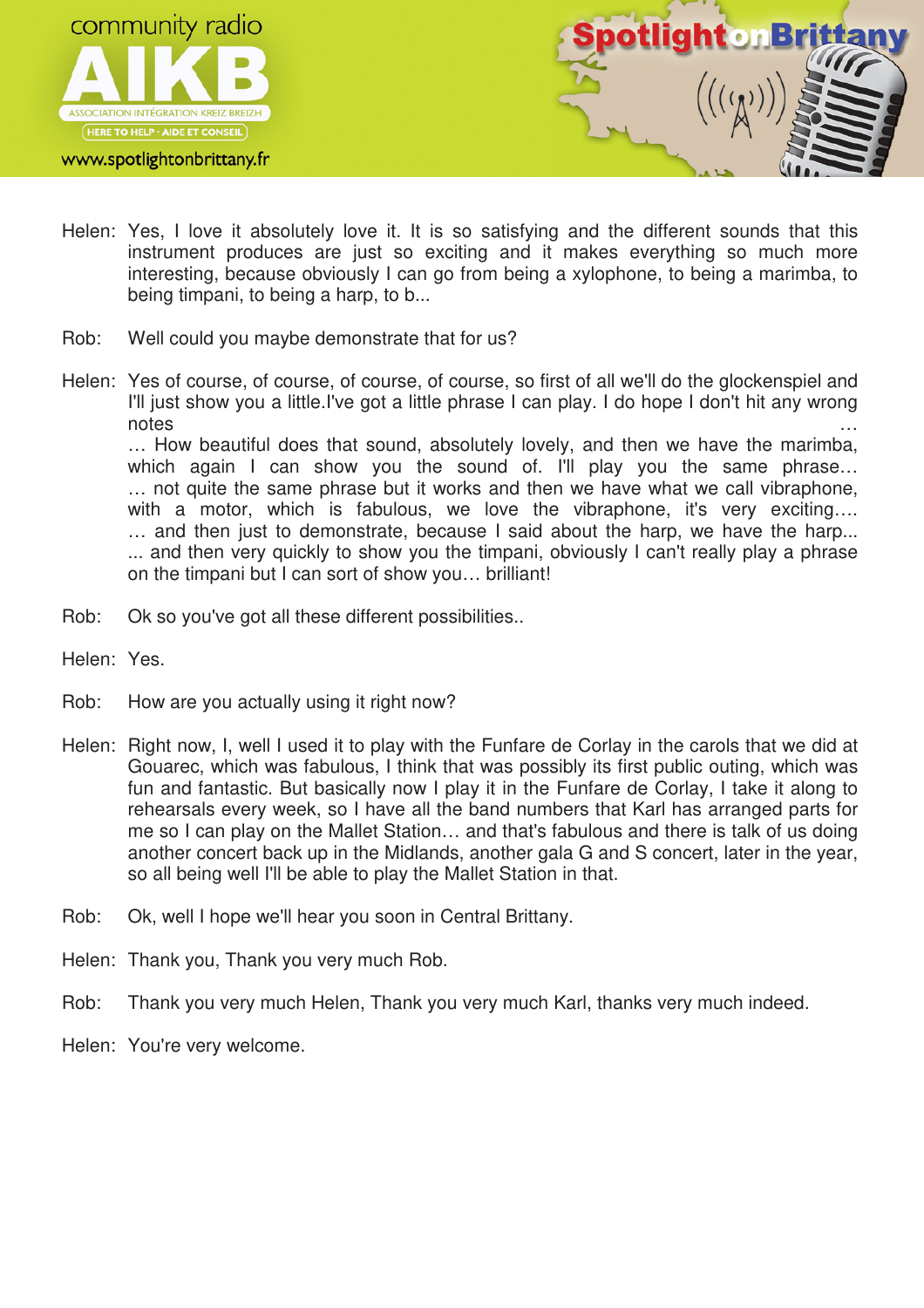Helen: Yes, I love it absolutely love it. It is so satisfying and the different sounds that this instrument produces are just so exciting and it makes everything so much more interesting, because obviously I can go from being a xylophone, to being a marimba, to being timpani, to being a harp, to b...

Rob: Well could you maybe demonstrate that for us?

Helen: Yes of course, of course, of course, of course, so first of all we'll do the glockenspiel and I'll just show you a little.I've got a little phrase I can play. I do hope I don't hit any wrong notes … … How beautiful does that sound, absolutely lovely, and then we have the marimba, which again I can show you the sound of. I'll play you the same phrase… … not quite the same phrase but it works and then we have what we call vibraphone, with a motor, which is fabulous, we love the vibraphone, it's very exciting…. … and then just to demonstrate, because I said about the harp, we have the harp... ... and then very quickly to show you the timpani, obviously I can't really play a phrase on the timpani but I can sort of show you… brilliant!

Rob: Ok so you've got all these different possibilities..

Helen: Yes.

Rob: How are you actually using it right now?

Helen: Right now, I, well I used it to play with the Funfare de Corlay in the carols that we did at Gouarec, which was fabulous, I think that was possibly its first public outing, which was fun and fantastic. But basically now I play it in the Funfare de Corlay, I take it along to rehearsals every week, so I have all the band numbers that Karl has arranged parts for me so I can play on the Mallet Station… and that's fabulous and there is talk of us doing another concert back up in the Midlands, another gala G and S concert, later in the year, so all being well I'll be able to play the Mallet Station in that.

Rob: Ok, well I hope we'll hear you soon in Central Brittany.

Helen: Thank you, Thank you very much Rob.

Rob: Thank you very much Helen, Thank you very much Karl, thanks very much indeed.

Helen: You're very welcome.